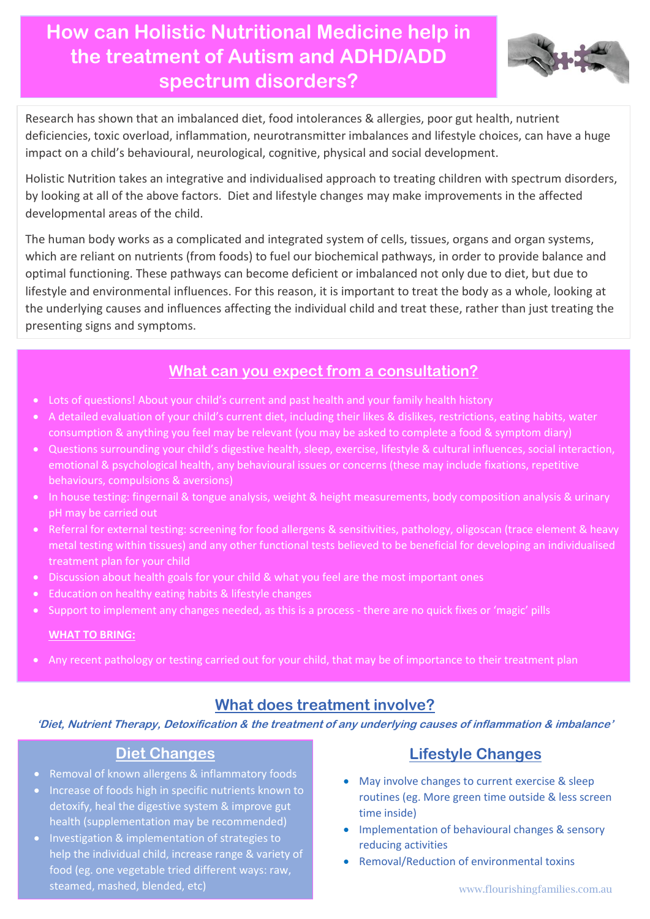# How can Holistic Nutritional Medicine help in the treatment of Autism and ADHD/ADD spectrum disorders?

Research has shown that an imbalanced diet, food intolerances & allergies, poor gut health, nutrient deficiencies, toxic overload, inflammation, neurotransmitter imbalances and lifestyle choices, can have a huge impact on a child's behavioural, neurological, cognitive, physical and social development.

Holistic Nutrition takes an integrative and individualised approach to treating children with spectrum disorders, by looking at all of the above factors. Diet and lifestyle changes may make improvements in the affected developmental areas of the child.

The human body works as a complicated and integrated system of cells, tissues, organs and organ systems, which are reliant on nutrients (from foods) to fuel our biochemical pathways, in order to provide balance and optimal functioning. These pathways can become deficient or imbalanced not only due to diet, but due to lifestyle and environmental influences. For this reason, it is important to treat the body as a whole, looking at the underlying causes and influences affecting the individual child and treat these, rather than just treating the presenting signs and symptoms.

## What can you expect from a consultation?

- Lots of questions! About your child's current and past health and your family health history
- A detailed evaluation of your child's current diet, including their likes & dislikes, restrictions, eating habits, water consumption & anything you feel may be relevant (you may be asked to complete a food & symptom diary)
- Questions surrounding your child's digestive health, sleep, exercise, lifestyle & cultural influences, social interaction, emotional & psychological health, any behavioural issues or concerns (these may include fixations, repetitive behaviours, compulsions & aversions)
- In house testing: fingernail & tongue analysis, weight & height measurements, body composition analysis & urinary pH may be carried out
- Referral for external testing: screening for food allergens & sensitivities, pathology, oligoscan (trace element & heavy metal testing within tissues) and any other functional tests believed to be beneficial for developing an individualised treatment plan for your child
- Discussion about health goals for your child & what you feel are the most important ones
- Education on healthy eating habits & lifestyle changes
- Support to implement any changes needed, as this is a process - there are no quick fixes or 'magic' pills

**WHAT TO BRING:**

- Any recent pathology or testing carried out for your child, that may be of importance to their treatment plan

## What does treatment involve?

***'Diet, Nutrient Therapy, Detoxification & the treatment of any underlying causes of inflammation & imbalance'***

### Diet Changes

- Removal of known allergens & inflammatory foods
- Increase of foods high in specific nutrients known to detoxify, heal the digestive system & improve gut health (supplementation may be recommended)
- Investigation & implementation of strategies to help the individual child, increase range & variety of food (eg. one vegetable tried different ways: raw, steamed, mashed, blended, etc)

### Lifestyle Changes

- May involve changes to current exercise & sleep routines (eg. More green time outside & less screen time inside)
- Implementation of behavioural changes & sensory reducing activities
- Removal/Reduction of environmental toxins

www.flourishingfamilies.com.au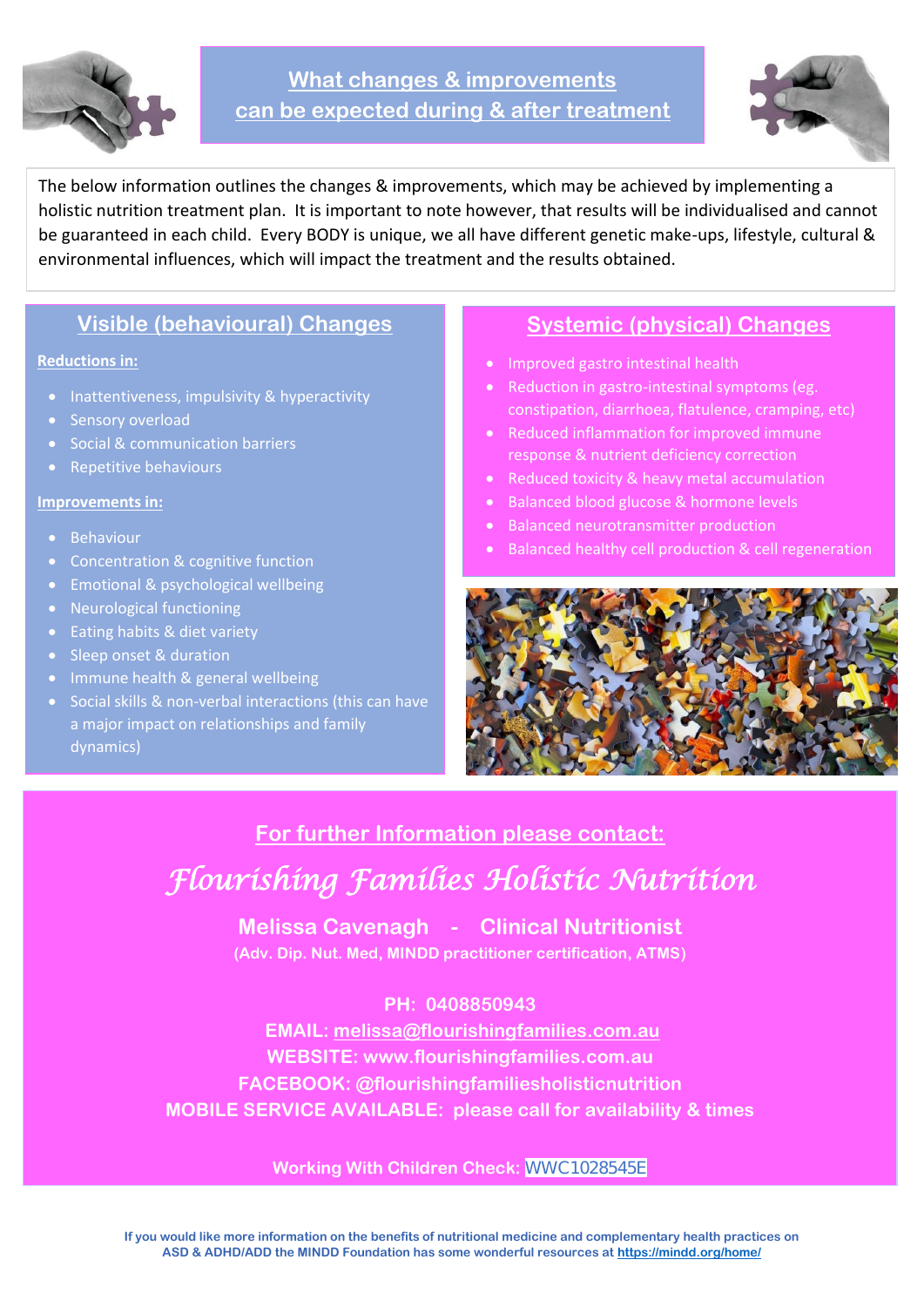# What changes & improvements can be expected during & after treatment

The below information outlines the changes & improvements, which may be achieved by implementing a holistic nutrition treatment plan. It is important to note however, that results will be individualised and cannot be guaranteed in each child. Every BODY is unique, we all have different genetic make-ups, lifestyle, cultural & environmental influences, which will impact the treatment and the results obtained.

## Visible (behavioural) Changes

**Reductions in:**

- Inattentiveness, impulsivity & hyperactivity
- Sensory overload
- Social & communication barriers
- Repetitive behaviours

**Improvements in:**

- Behaviour
- Concentration & cognitive function
- Emotional & psychological wellbeing
- Neurological functioning
- Eating habits & diet variety
- Sleep onset & duration
- Immune health & general wellbeing
- Social skills & non-verbal interactions (this can have a major impact on relationships and family dynamics)

## Systemic (physical) Changes

- Improved gastro intestinal health
- Reduction in gastro-intestinal symptoms (eg. constipation, diarrhoea, flatulence, cramping, etc)
- Reduced inflammation for improved immune response & nutrient deficiency correction
- Reduced toxicity & heavy metal accumulation
- Balanced blood glucose & hormone levels
- Balanced neurotransmitter production
- Balanced healthy cell production & cell regeneration

## For further Information please contact:

*Flourishing Families Holistic Nutrition*

**Melissa Cavenagh - Clinical Nutritionist**

**(Adv. Dip. Nut. Med, MINDD practitioner certification, ATMS)**

**PH: 0408850943**

**EMAIL: melissa@flourishingfamilies.com.au**

**WEBSITE: www.flourishingfamilies.com.au**

**FACEBOOK: @flourishingfamiliesholisticnutrition**

**MOBILE SERVICE AVAILABLE: please call for availability & times**

**Working With Children Check:** WWC1028545E

**If you would like more information on the benefits of nutritional medicine and complementary health practices on ASD & ADHD/ADD the MINDD Foundation has some wonderful resources at https://mindd.org/home/**